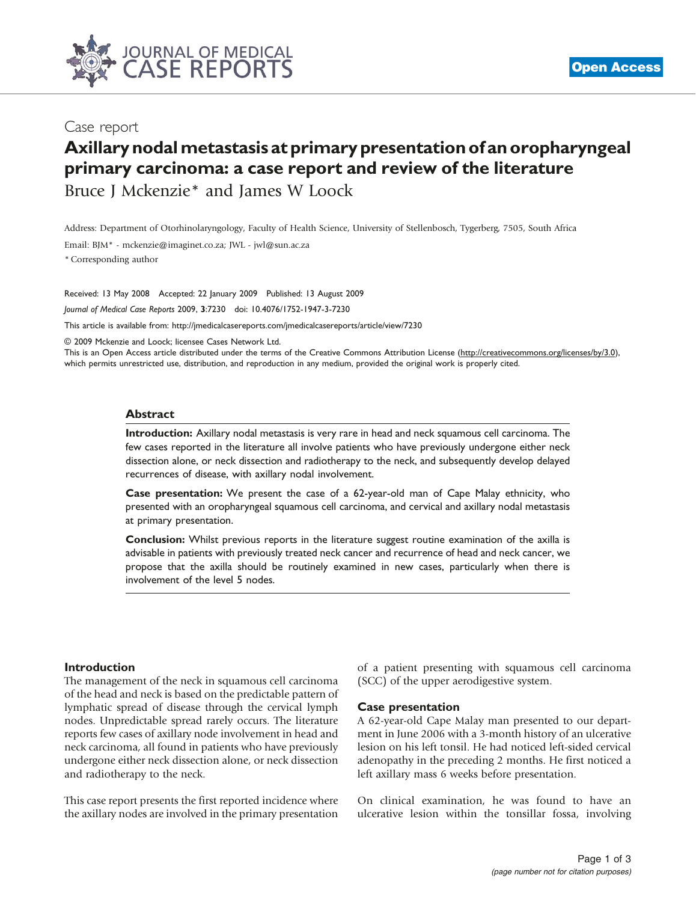JOURNAL OF MEDICAL CASE REPORTS

Open Access

Case report

# Axillary nodal metastasis at primary presentation of an oropharyngeal primary carcinoma: a case report and review of the literature

Bruce J Mckenzie* and James W Loock

Address: Department of Otorhinolaryngology, Faculty of Health Science, University of Stellenbosch, Tygerberg, 7505, South Africa

Email: BJM* - mckenzie@imaginet.co.za; JWL - jwl@sun.ac.za

* Corresponding author

Received: 13 May 2008 Accepted: 22 January 2009 Published: 13 August 2009

*Journal of Medical Case Reports* 2009, **3**:7230 doi: 10.4076/1752-1947-3-7230

This article is available from: http://jmedicalcasereports.com/jmedicalcasereports/article/view/7230

© 2009 Mckenzie and Loock; licensee Cases Network Ltd.

This is an Open Access article distributed under the terms of the Creative Commons Attribution License (http://creativecommons.org/licenses/by/3.0), which permits unrestricted use, distribution, and reproduction in any medium, provided the original work is properly cited.

## Abstract

**Introduction:** Axillary nodal metastasis is very rare in head and neck squamous cell carcinoma. The few cases reported in the literature all involve patients who have previously undergone either neck dissection alone, or neck dissection and radiotherapy to the neck, and subsequently develop delayed recurrences of disease, with axillary nodal involvement.

**Case presentation:** We present the case of a 62-year-old man of Cape Malay ethnicity, who presented with an oropharyngeal squamous cell carcinoma, and cervical and axillary nodal metastasis at primary presentation.

**Conclusion:** Whilst previous reports in the literature suggest routine examination of the axilla is advisable in patients with previously treated neck cancer and recurrence of head and neck cancer, we propose that the axilla should be routinely examined in new cases, particularly when there is involvement of the level 5 nodes.

## Introduction

The management of the neck in squamous cell carcinoma of the head and neck is based on the predictable pattern of lymphatic spread of disease through the cervical lymph nodes. Unpredictable spread rarely occurs. The literature reports few cases of axillary node involvement in head and neck carcinoma, all found in patients who have previously undergone either neck dissection alone, or neck dissection and radiotherapy to the neck.

This case report presents the first reported incidence where the axillary nodes are involved in the primary presentation of a patient presenting with squamous cell carcinoma (SCC) of the upper aerodigestive system.

## Case presentation

A 62-year-old Cape Malay man presented to our department in June 2006 with a 3-month history of an ulcerative lesion on his left tonsil. He had noticed left-sided cervical adenopathy in the preceding 2 months. He first noticed a left axillary mass 6 weeks before presentation.

On clinical examination, he was found to have an ulcerative lesion within the tonsillar fossa, involving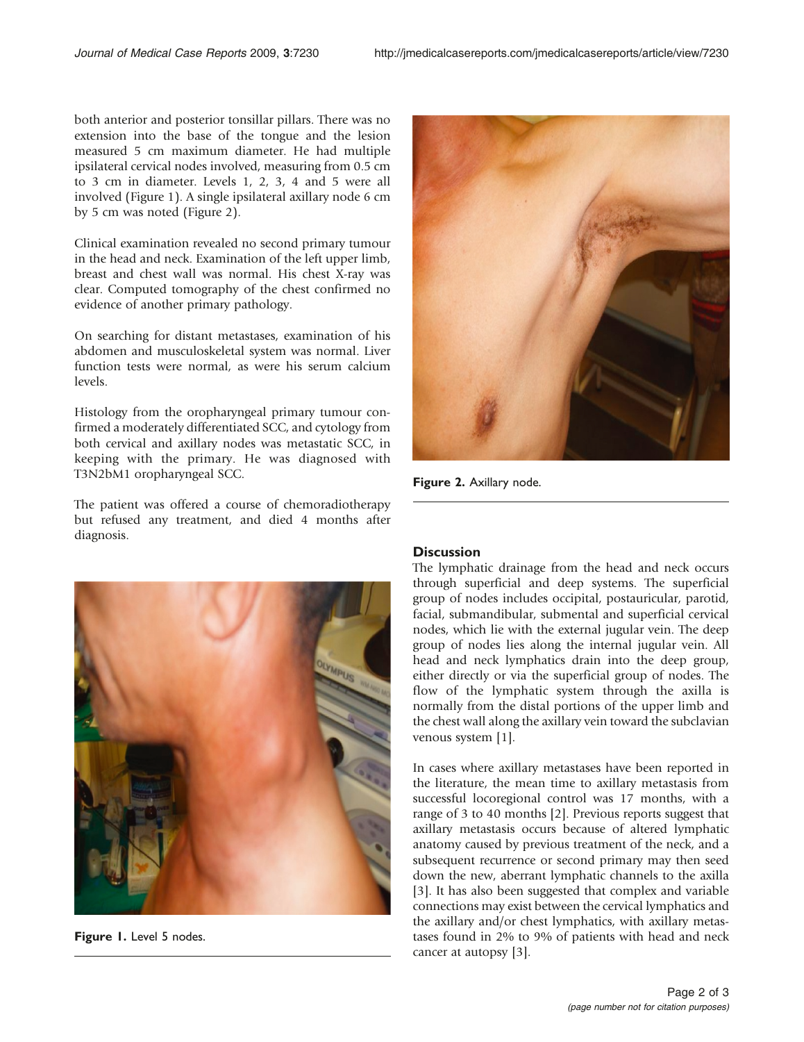both anterior and posterior tonsillar pillars. There was no extension into the base of the tongue and the lesion measured 5 cm maximum diameter. He had multiple ipsilateral cervical nodes involved, measuring from 0.5 cm to 3 cm in diameter. Levels 1, 2, 3, 4 and 5 were all involved (Figure 1). A single ipsilateral axillary node 6 cm by 5 cm was noted (Figure 2).

Clinical examination revealed no second primary tumour in the head and neck. Examination of the left upper limb, breast and chest wall was normal. His chest X-ray was clear. Computed tomography of the chest confirmed no evidence of another primary pathology.

On searching for distant metastases, examination of his abdomen and musculoskeletal system was normal. Liver function tests were normal, as were his serum calcium levels.

Histology from the oropharyngeal primary tumour confirmed a moderately differentiated SCC, and cytology from both cervical and axillary nodes was metastatic SCC, in keeping with the primary. He was diagnosed with T3N2bM1 oropharyngeal SCC.

The patient was offered a course of chemoradiotherapy but refused any treatment, and died 4 months after diagnosis.

**Figure 1.** Level 5 nodes.

**Figure 2.** Axillary node.

## Discussion

The lymphatic drainage from the head and neck occurs through superficial and deep systems. The superficial group of nodes includes occipital, postauricular, parotid, facial, submandibular, submental and superficial cervical nodes, which lie with the external jugular vein. The deep group of nodes lies along the internal jugular vein. All head and neck lymphatics drain into the deep group, either directly or via the superficial group of nodes. The flow of the lymphatic system through the axilla is normally from the distal portions of the upper limb and the chest wall along the axillary vein toward the subclavian venous system [1].

In cases where axillary metastases have been reported in the literature, the mean time to axillary metastasis from successful locoregional control was 17 months, with a range of 3 to 40 months [2]. Previous reports suggest that axillary metastasis occurs because of altered lymphatic anatomy caused by previous treatment of the neck, and a subsequent recurrence or second primary may then seed down the new, aberrant lymphatic channels to the axilla [3]. It has also been suggested that complex and variable connections may exist between the cervical lymphatics and the axillary and/or chest lymphatics, with axillary metastases found in 2% to 9% of patients with head and neck cancer at autopsy [3].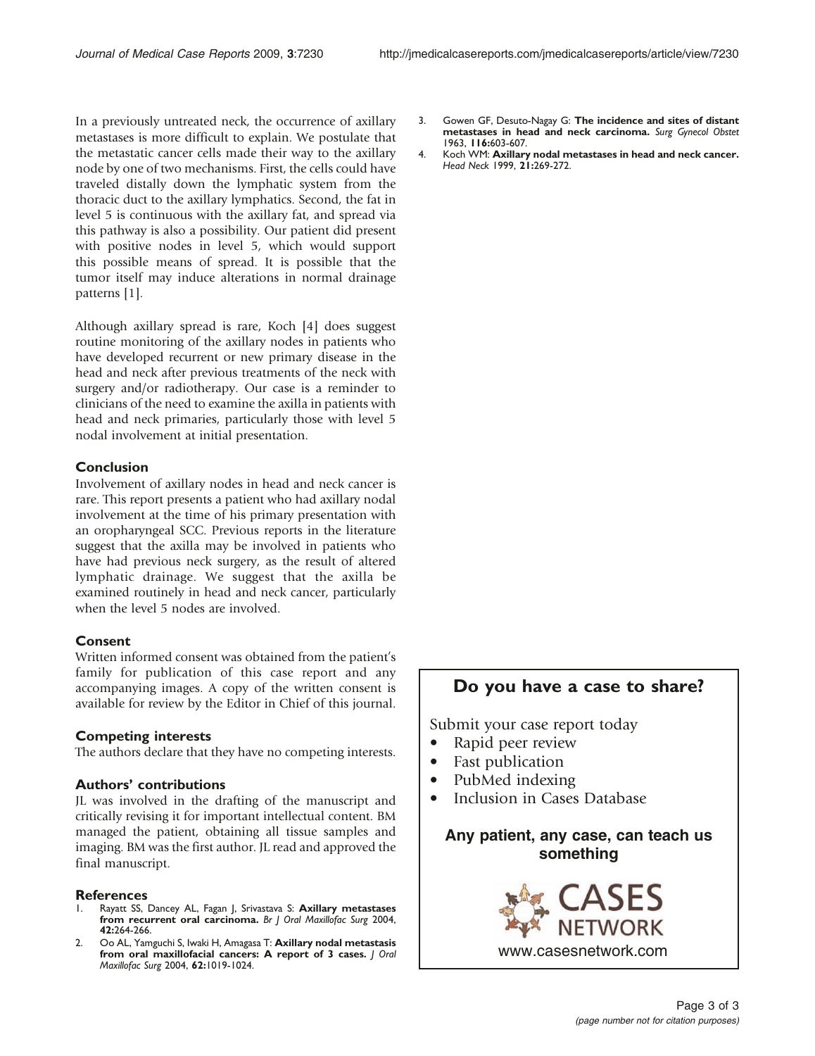In a previously untreated neck, the occurrence of axillary metastases is more difficult to explain. We postulate that the metastatic cancer cells made their way to the axillary node by one of two mechanisms. First, the cells could have traveled distally down the lymphatic system from the thoracic duct to the axillary lymphatics. Second, the fat in level 5 is continuous with the axillary fat, and spread via this pathway is also a possibility. Our patient did present with positive nodes in level 5, which would support this possible means of spread. It is possible that the tumor itself may induce alterations in normal drainage patterns [1].

Although axillary spread is rare, Koch [4] does suggest routine monitoring of the axillary nodes in patients who have developed recurrent or new primary disease in the head and neck after previous treatments of the neck with surgery and/or radiotherapy. Our case is a reminder to clinicians of the need to examine the axilla in patients with head and neck primaries, particularly those with level 5 nodal involvement at initial presentation.

## Conclusion

Involvement of axillary nodes in head and neck cancer is rare. This report presents a patient who had axillary nodal involvement at the time of his primary presentation with an oropharyngeal SCC. Previous reports in the literature suggest that the axilla may be involved in patients who have had previous neck surgery, as the result of altered lymphatic drainage. We suggest that the axilla be examined routinely in head and neck cancer, particularly when the level 5 nodes are involved.

## Consent

Written informed consent was obtained from the patient's family for publication of this case report and any accompanying images. A copy of the written consent is available for review by the Editor in Chief of this journal.

## Competing interests

The authors declare that they have no competing interests.

## Authors' contributions

JL was involved in the drafting of the manuscript and critically revising it for important intellectual content. BM managed the patient, obtaining all tissue samples and imaging. BM was the first author. JL read and approved the final manuscript.

## References

1. Rayatt SS, Dancey AL, Fagan J, Srivastava S: **Axillary metastases from recurrent oral carcinoma.** *Br J Oral Maxillofac Surg* 2004, **42:**264-266.
2. Oo AL, Yamguchi S, Iwaki H, Amagasa T: **Axillary nodal metastasis from oral maxillofacial cancers: A report of 3 cases.** *J Oral Maxillofac Surg* 2004, **62:**1019-1024.
3. Gowen GF, Desuto-Nagay G: **The incidence and sites of distant metastases in head and neck carcinoma.** *Surg Gynecol Obstet* 1963, **116:**603-607.
4. Koch WM: **Axillary nodal metastases in head and neck cancer.** *Head Neck* 1999, **21:**269-272.

**Do you have a case to share?**

Submit your case report today

- Rapid peer review
- Fast publication
- PubMed indexing
- Inclusion in Cases Database

**Any patient, any case, can teach us something**

CASES NETWORK

www.casesnetwork.com